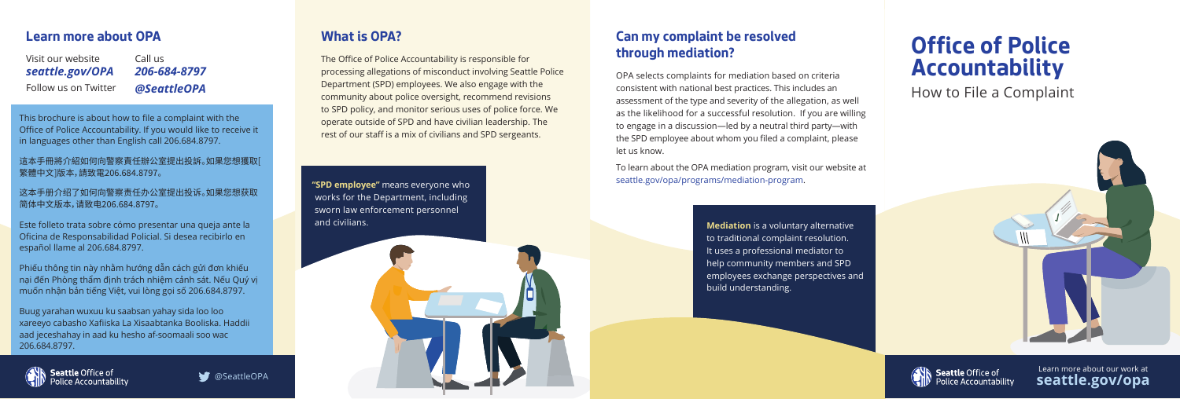## Learn more about OPA

Visit our website *seattle.gov/OPA*

Call us *206-684-8797*

Follow us on Twitter *@SeattleOPA*

This brochure is about how to file a complaint with the Office of Police Accountability. If you would like to receive it in languages other than English call 206.684.8797.

這本手冊將介紹如何向警察責任辦公室提出投訴。如果您想獲取[繁體中文]版本，請致電206.684.8797。

这本手册介绍了如何向警察责任办公室提出投诉。如果您想获取简体中文版本，请致电206.684.8797。

Este folleto trata sobre cómo presentar una queja ante la Oficina de Responsabilidad Policial. Si desea recibirlo en español llame al 206.684.8797.

Phiếu thông tin này nhằm hướng dẫn cách gửi đơn khiếu nại đến Phòng thẩm định trách nhiệm cảnh sát. Nếu Quý vị muốn nhận bản tiếng Việt, vui lòng gọi số 206.684.8797.

Buug yarahan wuxuu ku saabsan yahay sida loo loo xareeyo cabasho Xafiiska La Xisaabtanka Booliska. Haddii aad jeceshahay in aad ku hesho af-soomaali soo wac 206.684.8797.

Seattle Office of Police Accountability

@SeattleOPA

## What is OPA?

The Office of Police Accountability is responsible for processing allegations of misconduct involving Seattle Police Department (SPD) employees. We also engage with the community about police oversight, recommend revisions to SPD policy, and monitor serious uses of police force. We operate outside of SPD and have civilian leadership. The rest of our staff is a mix of civilians and SPD sergeants.

**"SPD employee"** means everyone who works for the Department, including sworn law enforcement personnel and civilians.

## Can my complaint be resolved through mediation?

OPA selects complaints for mediation based on criteria consistent with national best practices. This includes an assessment of the type and severity of the allegation, as well as the likelihood for a successful resolution. If you are willing to engage in a discussion—led by a neutral third party—with the SPD employee about whom you filed a complaint, please let us know.

To learn about the OPA mediation program, visit our website at seattle.gov/opa/programs/mediation-program.

**Mediation** is a voluntary alternative to traditional complaint resolution. It uses a professional mediator to help community members and SPD employees exchange perspectives and build understanding.

# Office of Police Accountability

How to File a Complaint

Seattle Office of Police Accountability

Learn more about our work at **seattle.gov/opa**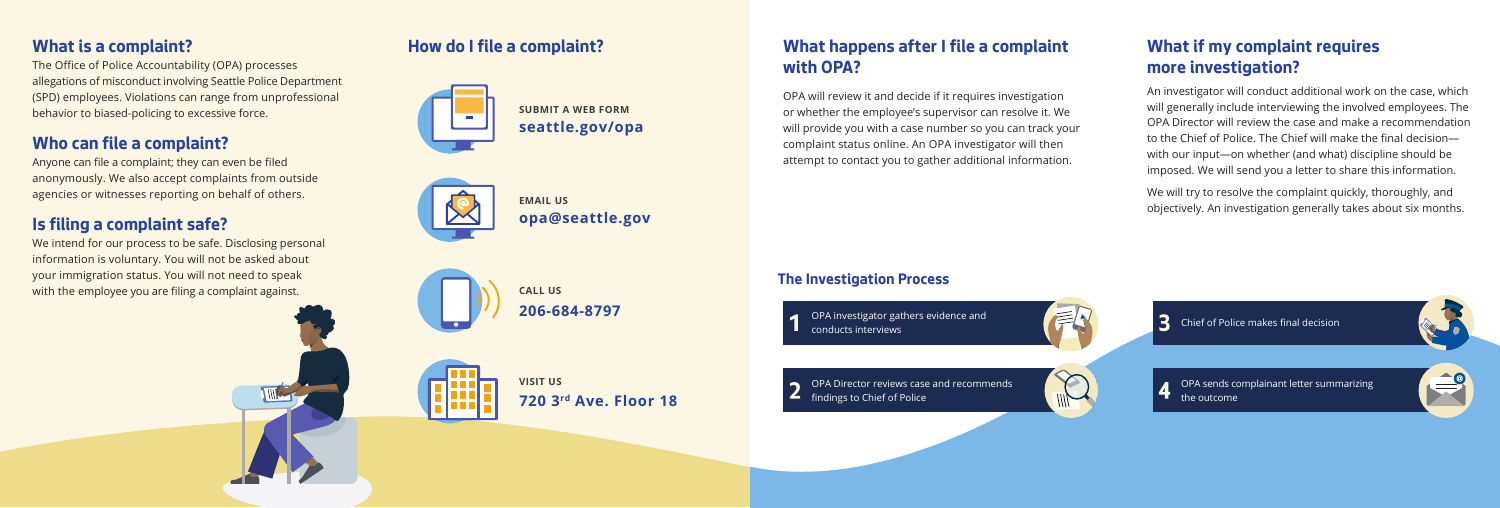## What is a complaint?

The Office of Police Accountability (OPA) processes allegations of misconduct involving Seattle Police Department (SPD) employees. Violations can range from unprofessional behavior to biased-policing to excessive force.

## Who can file a complaint?

Anyone can file a complaint; they can even be filed anonymously. We also accept complaints from outside agencies or witnesses reporting on behalf of others.

## Is filing a complaint safe?

We intend for our process to be safe. Disclosing personal information is voluntary. You will not be asked about your immigration status. You will not need to speak with the employee you are filing a complaint against.

## How do I file a complaint?

**SUBMIT A WEB FORM**
**seattle.gov/opa**

**EMAIL US**
**opa@seattle.gov**

**CALL US**
**206-684-8797**

**VISIT US**
**720 3rd Ave. Floor 18**

## What happens after I file a complaint with OPA?

OPA will review it and decide if it requires investigation or whether the employee's supervisor can resolve it. We will provide you with a case number so you can track your complaint status online. An OPA investigator will then attempt to contact you to gather additional information.

### The Investigation Process

1. OPA investigator gathers evidence and conducts interviews
2. OPA Director reviews case and recommends findings to Chief of Police
3. Chief of Police makes final decision
4. OPA sends complainant letter summarizing the outcome

## What if my complaint requires more investigation?

An investigator will conduct additional work on the case, which will generally include interviewing the involved employees. The OPA Director will review the case and make a recommendation to the Chief of Police. The Chief will make the final decision—with our input—on whether (and what) discipline should be imposed. We will send you a letter to share this information.

We will try to resolve the complaint quickly, thoroughly, and objectively. An investigation generally takes about six months.